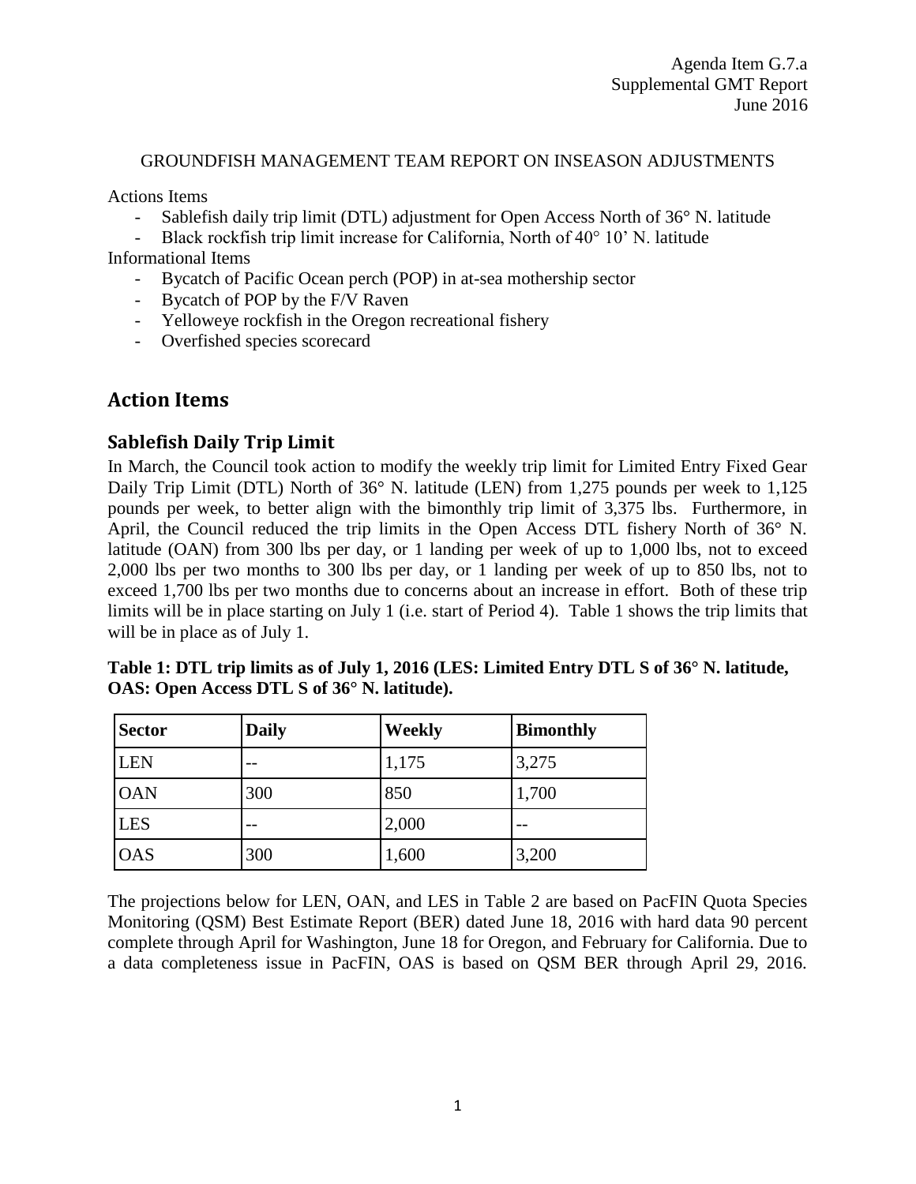Agenda Item G.7.a
Supplemental GMT Report
June 2016

GROUNDFISH MANAGEMENT TEAM REPORT ON INSEASON ADJUSTMENTS

Actions Items

- Sablefish daily trip limit (DTL) adjustment for Open Access North of 36° N. latitude
- Black rockfish trip limit increase for California, North of 40° 10' N. latitude

Informational Items

- Bycatch of Pacific Ocean perch (POP) in at-sea mothership sector
- Bycatch of POP by the F/V Raven
- Yelloweye rockfish in the Oregon recreational fishery
- Overfished species scorecard

# Action Items

## Sablefish Daily Trip Limit

In March, the Council took action to modify the weekly trip limit for Limited Entry Fixed Gear Daily Trip Limit (DTL) North of 36° N. latitude (LEN) from 1,275 pounds per week to 1,125 pounds per week, to better align with the bimonthly trip limit of 3,375 lbs. Furthermore, in April, the Council reduced the trip limits in the Open Access DTL fishery North of 36° N. latitude (OAN) from 300 lbs per day, or 1 landing per week of up to 1,000 lbs, not to exceed 2,000 lbs per two months to 300 lbs per day, or 1 landing per week of up to 850 lbs, not to exceed 1,700 lbs per two months due to concerns about an increase in effort. Both of these trip limits will be in place starting on July 1 (i.e. start of Period 4). Table 1 shows the trip limits that will be in place as of July 1.

**Table 1: DTL trip limits as of July 1, 2016 (LES: Limited Entry DTL S of 36° N. latitude, OAS: Open Access DTL S of 36° N. latitude).**

| Sector | Daily | Weekly | Bimonthly |
|---|---|---|---|
| LEN | -- | 1,175 | 3,275 |
| OAN | 300 | 850 | 1,700 |
| LES | -- | 2,000 | -- |
| OAS | 300 | 1,600 | 3,200 |

The projections below for LEN, OAN, and LES in Table 2 are based on PacFIN Quota Species Monitoring (QSM) Best Estimate Report (BER) dated June 18, 2016 with hard data 90 percent complete through April for Washington, June 18 for Oregon, and February for California. Due to a data completeness issue in PacFIN, OAS is based on QSM BER through April 29, 2016.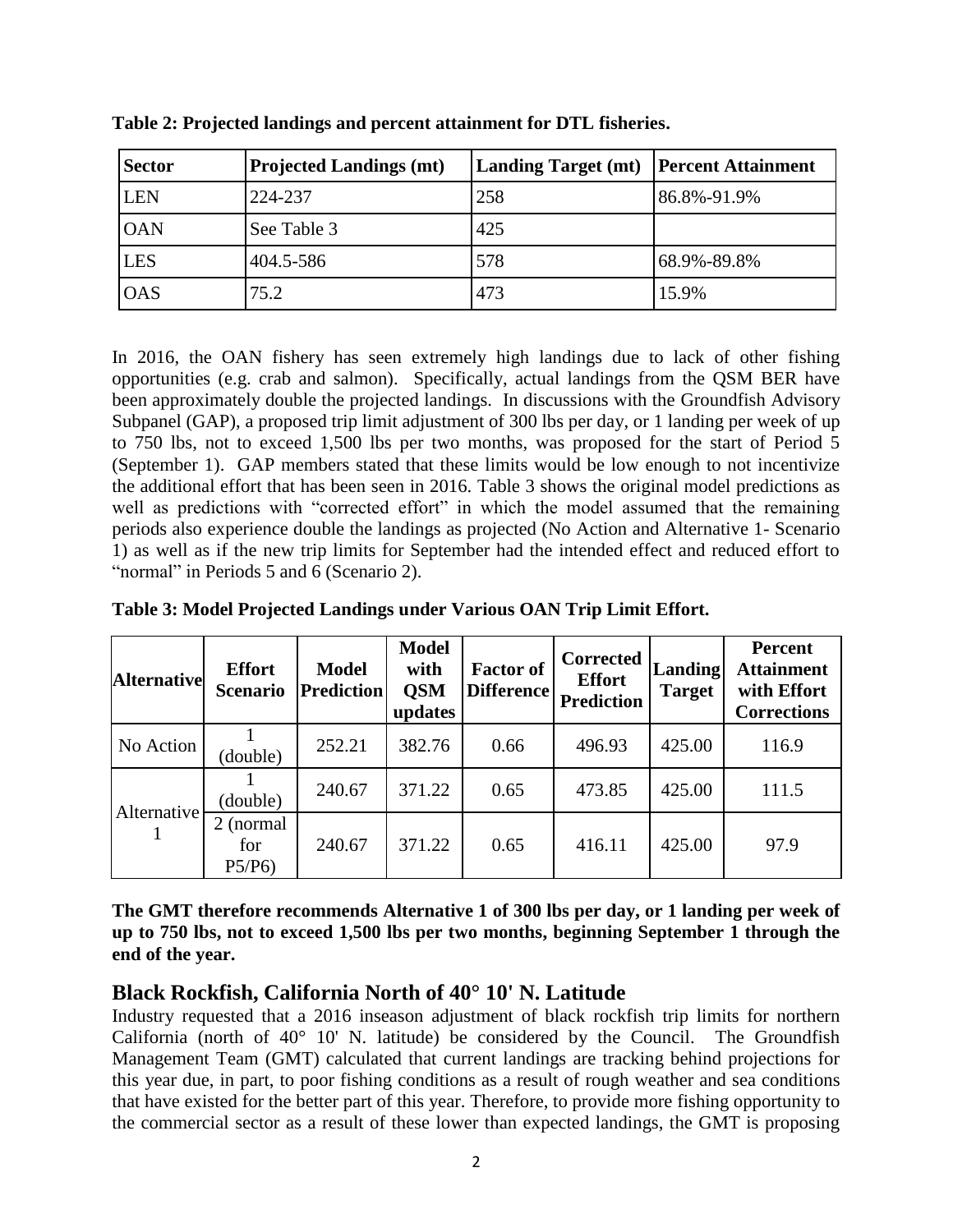**Table 2: Projected landings and percent attainment for DTL fisheries.**

| Sector | Projected Landings (mt) | Landing Target (mt) | Percent Attainment |
|---|---|---|---|
| LEN | 224-237 | 258 | 86.8%-91.9% |
| OAN | See Table 3 | 425 | |
| LES | 404.5-586 | 578 | 68.9%-89.8% |
| OAS | 75.2 | 473 | 15.9% |

In 2016, the OAN fishery has seen extremely high landings due to lack of other fishing opportunities (e.g. crab and salmon). Specifically, actual landings from the QSM BER have been approximately double the projected landings. In discussions with the Groundfish Advisory Subpanel (GAP), a proposed trip limit adjustment of 300 lbs per day, or 1 landing per week of up to 750 lbs, not to exceed 1,500 lbs per two months, was proposed for the start of Period 5 (September 1). GAP members stated that these limits would be low enough to not incentivize the additional effort that has been seen in 2016. Table 3 shows the original model predictions as well as predictions with "corrected effort" in which the model assumed that the remaining periods also experience double the landings as projected (No Action and Alternative 1- Scenario 1) as well as if the new trip limits for September had the intended effect and reduced effort to "normal" in Periods 5 and 6 (Scenario 2).

**Table 3: Model Projected Landings under Various OAN Trip Limit Effort.**

| Alternative | Effort Scenario | Model Prediction | Model with QSM updates | Factor of Difference | Corrected Effort Prediction | Landing Target | Percent Attainment with Effort Corrections |
|---|---|---|---|---|---|---|---|
| No Action | 1 (double) | 252.21 | 382.76 | 0.66 | 496.93 | 425.00 | 116.9 |
| Alternative 1 | 1 (double) | 240.67 | 371.22 | 0.65 | 473.85 | 425.00 | 111.5 |
| | 2 (normal for P5/P6) | 240.67 | 371.22 | 0.65 | 416.11 | 425.00 | 97.9 |

**The GMT therefore recommends Alternative 1 of 300 lbs per day, or 1 landing per week of up to 750 lbs, not to exceed 1,500 lbs per two months, beginning September 1 through the end of the year.**

## Black Rockfish, California North of 40° 10' N. Latitude

Industry requested that a 2016 inseason adjustment of black rockfish trip limits for northern California (north of 40° 10' N. latitude) be considered by the Council. The Groundfish Management Team (GMT) calculated that current landings are tracking behind projections for this year due, in part, to poor fishing conditions as a result of rough weather and sea conditions that have existed for the better part of this year. Therefore, to provide more fishing opportunity to the commercial sector as a result of these lower than expected landings, the GMT is proposing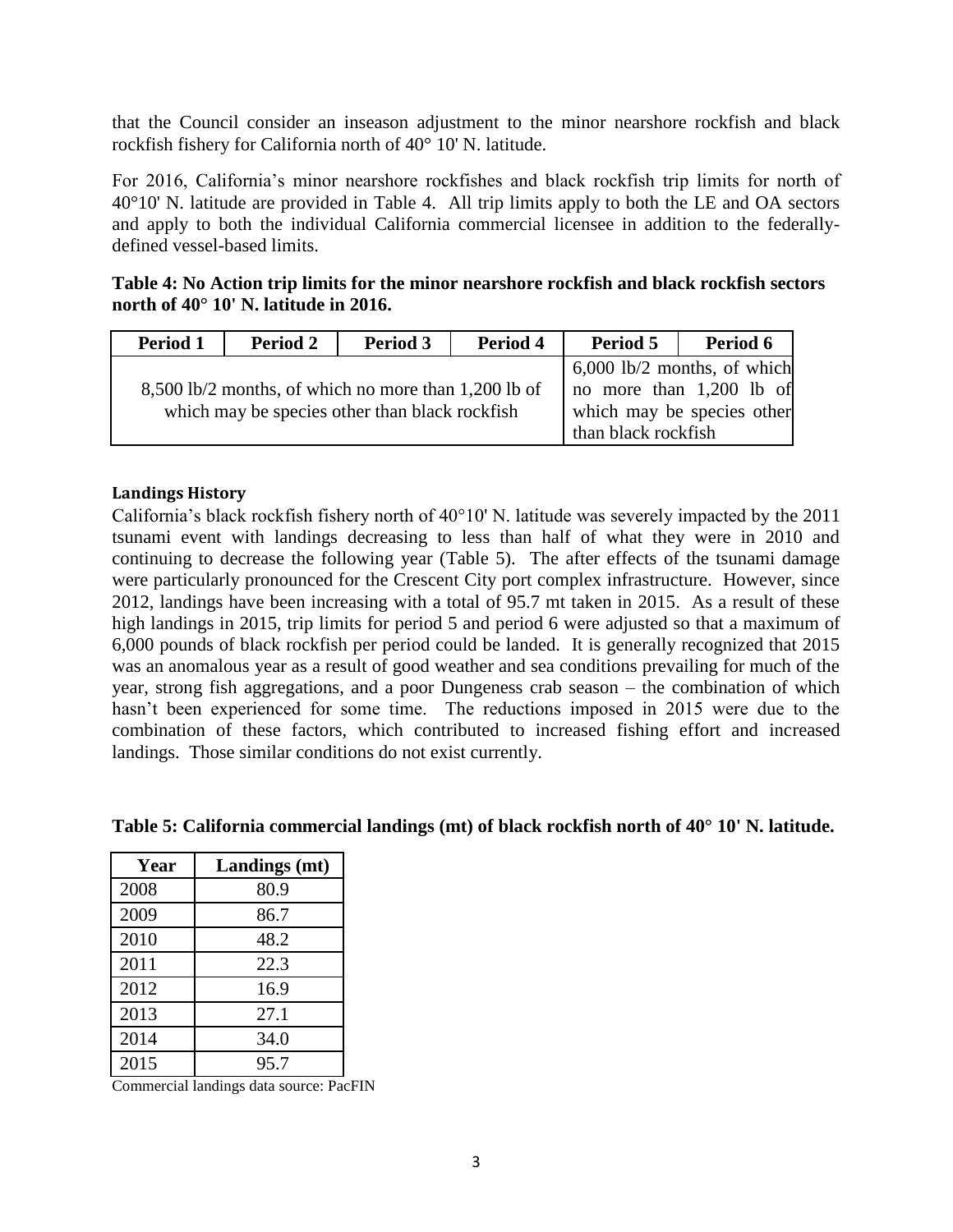that the Council consider an inseason adjustment to the minor nearshore rockfish and black rockfish fishery for California north of 40° 10' N. latitude.

For 2016, California's minor nearshore rockfishes and black rockfish trip limits for north of 40°10' N. latitude are provided in Table 4. All trip limits apply to both the LE and OA sectors and apply to both the individual California commercial licensee in addition to the federally-defined vessel-based limits.

**Table 4: No Action trip limits for the minor nearshore rockfish and black rockfish sectors north of 40° 10' N. latitude in 2016.**

| Period 1 | Period 2 | Period 3 | Period 4 | Period 5 | Period 6 |
|---|---|---|---|---|---|
| 8,500 lb/2 months, of which no more than 1,200 lb of which may be species other than black rockfish | | | | 6,000 lb/2 months, of which no more than 1,200 lb of which may be species other than black rockfish | |

**Landings History**

California's black rockfish fishery north of 40°10' N. latitude was severely impacted by the 2011 tsunami event with landings decreasing to less than half of what they were in 2010 and continuing to decrease the following year (Table 5). The after effects of the tsunami damage were particularly pronounced for the Crescent City port complex infrastructure. However, since 2012, landings have been increasing with a total of 95.7 mt taken in 2015. As a result of these high landings in 2015, trip limits for period 5 and period 6 were adjusted so that a maximum of 6,000 pounds of black rockfish per period could be landed. It is generally recognized that 2015 was an anomalous year as a result of good weather and sea conditions prevailing for much of the year, strong fish aggregations, and a poor Dungeness crab season – the combination of which hasn't been experienced for some time. The reductions imposed in 2015 were due to the combination of these factors, which contributed to increased fishing effort and increased landings. Those similar conditions do not exist currently.

**Table 5: California commercial landings (mt) of black rockfish north of 40° 10' N. latitude.**

| Year | Landings (mt) |
|---|---|
| 2008 | 80.9 |
| 2009 | 86.7 |
| 2010 | 48.2 |
| 2011 | 22.3 |
| 2012 | 16.9 |
| 2013 | 27.1 |
| 2014 | 34.0 |
| 2015 | 95.7 |

Commercial landings data source: PacFIN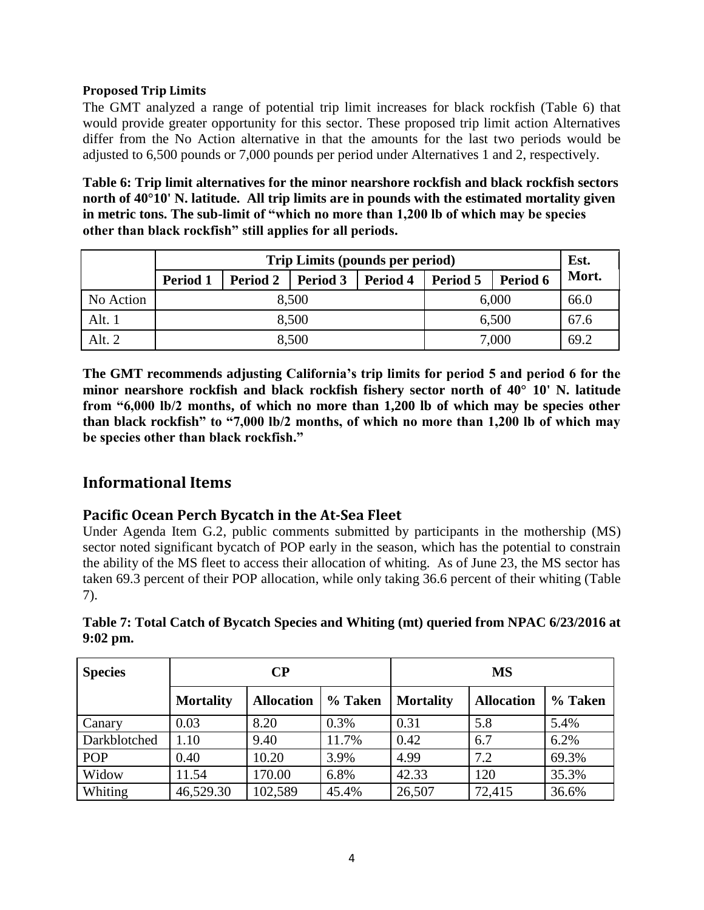**Proposed Trip Limits**

The GMT analyzed a range of potential trip limit increases for black rockfish (Table 6) that would provide greater opportunity for this sector. These proposed trip limit action Alternatives differ from the No Action alternative in that the amounts for the last two periods would be adjusted to 6,500 pounds or 7,000 pounds per period under Alternatives 1 and 2, respectively.

**Table 6: Trip limit alternatives for the minor nearshore rockfish and black rockfish sectors north of 40°10' N. latitude. All trip limits are in pounds with the estimated mortality given in metric tons. The sub-limit of "which no more than 1,200 lb of which may be species other than black rockfish" still applies for all periods.**

| | Trip Limits (pounds per period) | | | | | | Est. Mort. |
|---|---|---|---|---|---|---|---|
| | Period 1 | Period 2 | Period 3 | Period 4 | Period 5 | Period 6 | |
| No Action | 8,500 | | | | 6,000 | | 66.0 |
| Alt. 1 | 8,500 | | | | 6,500 | | 67.6 |
| Alt. 2 | 8,500 | | | | 7,000 | | 69.2 |

**The GMT recommends adjusting California's trip limits for period 5 and period 6 for the minor nearshore rockfish and black rockfish fishery sector north of 40° 10' N. latitude from "6,000 lb/2 months, of which no more than 1,200 lb of which may be species other than black rockfish" to "7,000 lb/2 months, of which no more than 1,200 lb of which may be species other than black rockfish."**

## Informational Items

### Pacific Ocean Perch Bycatch in the At-Sea Fleet

Under Agenda Item G.2, public comments submitted by participants in the mothership (MS) sector noted significant bycatch of POP early in the season, which has the potential to constrain the ability of the MS fleet to access their allocation of whiting. As of June 23, the MS sector has taken 69.3 percent of their POP allocation, while only taking 36.6 percent of their whiting (Table 7).

**Table 7: Total Catch of Bycatch Species and Whiting (mt) queried from NPAC 6/23/2016 at 9:02 pm.**

| Species | CP | | | MS | | |
|---|---|---|---|---|---|---|
| | Mortality | Allocation | % Taken | Mortality | Allocation | % Taken |
| Canary | 0.03 | 8.20 | 0.3% | 0.31 | 5.8 | 5.4% |
| Darkblotched | 1.10 | 9.40 | 11.7% | 0.42 | 6.7 | 6.2% |
| POP | 0.40 | 10.20 | 3.9% | 4.99 | 7.2 | 69.3% |
| Widow | 11.54 | 170.00 | 6.8% | 42.33 | 120 | 35.3% |
| Whiting | 46,529.30 | 102,589 | 45.4% | 26,507 | 72,415 | 36.6% |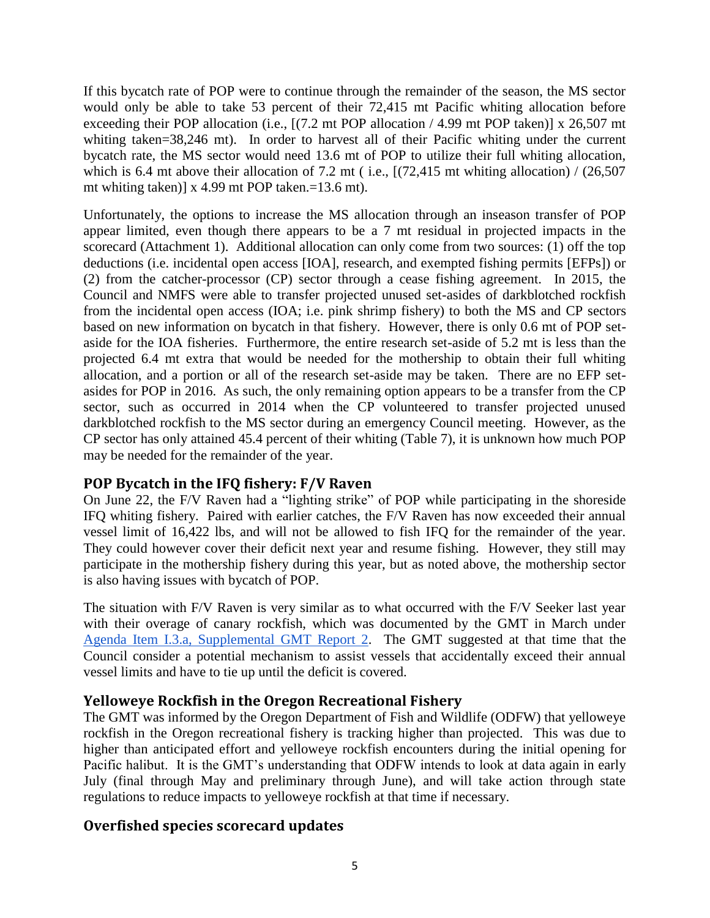If this bycatch rate of POP were to continue through the remainder of the season, the MS sector would only be able to take 53 percent of their 72,415 mt Pacific whiting allocation before exceeding their POP allocation (i.e., [(7.2 mt POP allocation / 4.99 mt POP taken)] x 26,507 mt whiting taken=38,246 mt). In order to harvest all of their Pacific whiting under the current bycatch rate, the MS sector would need 13.6 mt of POP to utilize their full whiting allocation, which is 6.4 mt above their allocation of 7.2 mt ( i.e., [(72,415 mt whiting allocation) / (26,507 mt whiting taken)] x 4.99 mt POP taken.=13.6 mt).

Unfortunately, the options to increase the MS allocation through an inseason transfer of POP appear limited, even though there appears to be a 7 mt residual in projected impacts in the scorecard (Attachment 1). Additional allocation can only come from two sources: (1) off the top deductions (i.e. incidental open access [IOA], research, and exempted fishing permits [EFPs]) or (2) from the catcher-processor (CP) sector through a cease fishing agreement. In 2015, the Council and NMFS were able to transfer projected unused set-asides of darkblotched rockfish from the incidental open access (IOA; i.e. pink shrimp fishery) to both the MS and CP sectors based on new information on bycatch in that fishery. However, there is only 0.6 mt of POP set-aside for the IOA fisheries. Furthermore, the entire research set-aside of 5.2 mt is less than the projected 6.4 mt extra that would be needed for the mothership to obtain their full whiting allocation, and a portion or all of the research set-aside may be taken. There are no EFP set-asides for POP in 2016. As such, the only remaining option appears to be a transfer from the CP sector, such as occurred in 2014 when the CP volunteered to transfer projected unused darkblotched rockfish to the MS sector during an emergency Council meeting. However, as the CP sector has only attained 45.4 percent of their whiting (Table 7), it is unknown how much POP may be needed for the remainder of the year.

## POP Bycatch in the IFQ fishery: F/V Raven

On June 22, the F/V Raven had a "lighting strike" of POP while participating in the shoreside IFQ whiting fishery. Paired with earlier catches, the F/V Raven has now exceeded their annual vessel limit of 16,422 lbs, and will not be allowed to fish IFQ for the remainder of the year. They could however cover their deficit next year and resume fishing. However, they still may participate in the mothership fishery during this year, but as noted above, the mothership sector is also having issues with bycatch of POP.

The situation with F/V Raven is very similar as to what occurred with the F/V Seeker last year with their overage of canary rockfish, which was documented by the GMT in March under Agenda Item I.3.a, Supplemental GMT Report 2. The GMT suggested at that time that the Council consider a potential mechanism to assist vessels that accidentally exceed their annual vessel limits and have to tie up until the deficit is covered.

## Yelloweye Rockfish in the Oregon Recreational Fishery

The GMT was informed by the Oregon Department of Fish and Wildlife (ODFW) that yelloweye rockfish in the Oregon recreational fishery is tracking higher than projected. This was due to higher than anticipated effort and yelloweye rockfish encounters during the initial opening for Pacific halibut. It is the GMT's understanding that ODFW intends to look at data again in early July (final through May and preliminary through June), and will take action through state regulations to reduce impacts to yelloweye rockfish at that time if necessary.

## Overfished species scorecard updates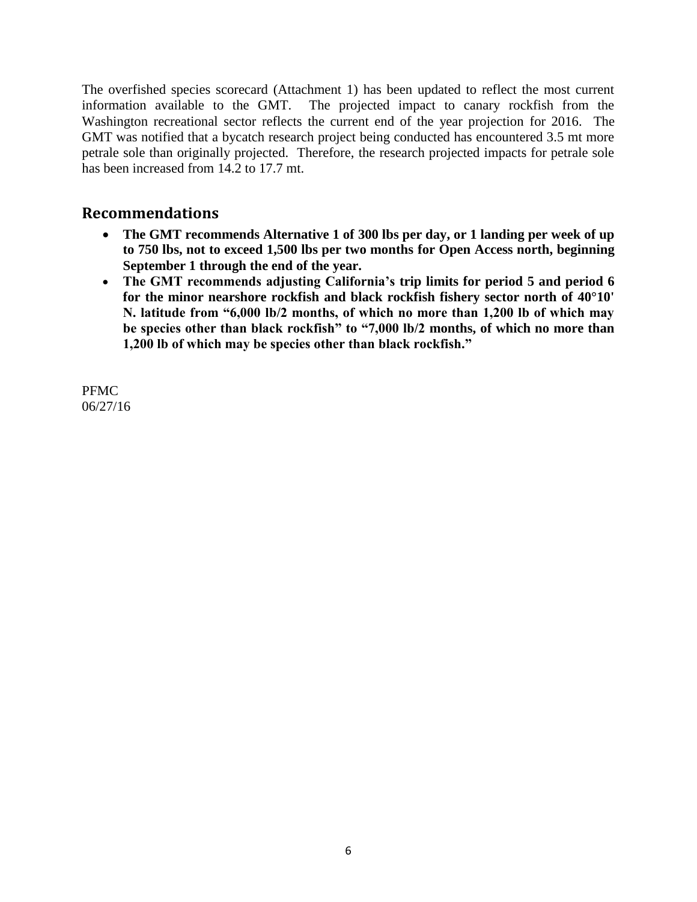The overfished species scorecard (Attachment 1) has been updated to reflect the most current information available to the GMT. The projected impact to canary rockfish from the Washington recreational sector reflects the current end of the year projection for 2016. The GMT was notified that a bycatch research project being conducted has encountered 3.5 mt more petrale sole than originally projected. Therefore, the research projected impacts for petrale sole has been increased from 14.2 to 17.7 mt.

## Recommendations

- **The GMT recommends Alternative 1 of 300 lbs per day, or 1 landing per week of up to 750 lbs, not to exceed 1,500 lbs per two months for Open Access north, beginning September 1 through the end of the year.**
- **The GMT recommends adjusting California's trip limits for period 5 and period 6 for the minor nearshore rockfish and black rockfish fishery sector north of 40°10' N. latitude from "6,000 lb/2 months, of which no more than 1,200 lb of which may be species other than black rockfish" to "7,000 lb/2 months, of which no more than 1,200 lb of which may be species other than black rockfish."**

PFMC
06/27/16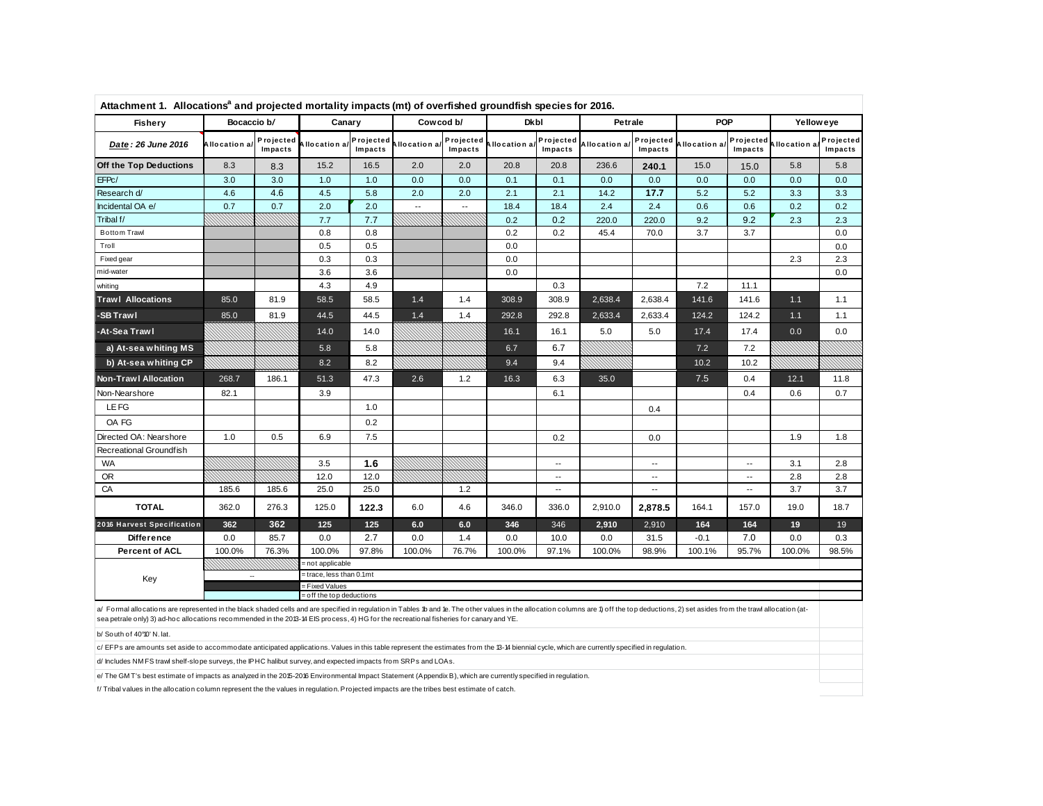**Attachment 1. Allocations[a] and projected mortality impacts (mt) of overfished groundfish species for 2016.**

| Fishery | Bocaccio b/ | | Canary | | Cowcod b/ | | Dkbl | | Petrale | | POP | | Yelloweye | |
|---|---|---|---|---|---|---|---|---|---|---|---|---|---|---|
| ***Date*: 26 June 2016** | Allocation a/ | Projected Impacts | Allocation a/ | Projected Impacts | Allocation a/ | Projected Impacts | Allocation a/ | Projected Impacts | Allocation a/ | Projected Impacts | Allocation a/ | Projected Impacts | Allocation a/ | Projected Impacts |
| **Off the Top Deductions** | 8.3 | 8.3 | 15.2 | 16.5 | 2.0 | 2.0 | 20.8 | 20.8 | 236.6 | **240.1** | 15.0 | 15.0 | 5.8 | 5.8 |
| EFPc/ | 3.0 | 3.0 | 1.0 | 1.0 | 0.0 | 0.0 | 0.1 | 0.1 | 0.0 | 0.0 | 0.0 | 0.0 | 0.0 | 0.0 |
| Research d/ | 4.6 | 4.6 | 4.5 | 5.8 | 2.0 | 2.0 | 2.1 | 2.1 | 14.2 | **17.7** | 5.2 | 5.2 | 3.3 | 3.3 |
| Incidental OA e/ | 0.7 | 0.7 | 2.0 | 2.0 | -- | -- | 18.4 | 18.4 | 2.4 | 2.4 | 0.6 | 0.6 | 0.2 | 0.2 |
| Tribal f/ | | | 7.7 | 7.7 | | | 0.2 | 0.2 | 220.0 | 220.0 | 9.2 | 9.2 | 2.3 | 2.3 |
| Bottom Trawl | | | 0.8 | 0.8 | | | 0.2 | 0.2 | 45.4 | 70.0 | 3.7 | 3.7 | | 0.0 |
| Troll | | | 0.5 | 0.5 | | | 0.0 | | | | | | | 0.0 |
| Fixed gear | | | 0.3 | 0.3 | | | 0.0 | | | | | | 2.3 | 2.3 |
| mid-water | | | 3.6 | 3.6 | | | 0.0 | | | | | | | 0.0 |
| whiting | | | 4.3 | 4.9 | | | | 0.3 | | | 7.2 | 11.1 | | |
| **Trawl Allocations** | 85.0 | 81.9 | 58.5 | 58.5 | 1.4 | 1.4 | 308.9 | 308.9 | 2,638.4 | 2,638.4 | 141.6 | 141.6 | 1.1 | 1.1 |
| **-SB Trawl** | 85.0 | 81.9 | 44.5 | 44.5 | 1.4 | 1.4 | 292.8 | 292.8 | 2,633.4 | 2,633.4 | 124.2 | 124.2 | 1.1 | 1.1 |
| **-At-Sea Trawl** | | | 14.0 | 14.0 | | | 16.1 | 16.1 | 5.0 | 5.0 | 17.4 | 17.4 | 0.0 | 0.0 |
| **a) At-sea whiting MS** | | | 5.8 | 5.8 | | | 6.7 | 6.7 | | | 7.2 | 7.2 | | |
| **b) At-sea whiting CP** | | | 8.2 | 8.2 | | | 9.4 | 9.4 | | | 10.2 | 10.2 | | |
| **Non-Trawl Allocation** | 268.7 | 186.1 | 51.3 | 47.3 | 2.6 | 1.2 | 16.3 | 6.3 | 35.0 | | 7.5 | 0.4 | 12.1 | 11.8 |
| Non-Nearshore | 82.1 | | 3.9 | | | | | 6.1 | | | | 0.4 | 0.6 | 0.7 |
| LE FG | | | | 1.0 | | | | | | 0.4 | | | | |
| OA FG | | | | 0.2 | | | | | | | | | | |
| Directed OA: Nearshore | 1.0 | 0.5 | 6.9 | 7.5 | | | | 0.2 | | 0.0 | | | 1.9 | 1.8 |
| Recreational Groundfish | | | | | | | | | | | | | | |
| WA | | | 3.5 | **1.6** | | | | -- | | -- | | -- | 3.1 | 2.8 |
| OR | | | 12.0 | 12.0 | | | | -- | | -- | | -- | 2.8 | 2.8 |
| CA | 185.6 | 185.6 | 25.0 | 25.0 | | 1.2 | | -- | | -- | | -- | 3.7 | 3.7 |
| **TOTAL** | 362.0 | 276.3 | 125.0 | **122.3** | 6.0 | 4.6 | 346.0 | 336.0 | 2,910.0 | **2,878.5** | 164.1 | 157.0 | 19.0 | 18.7 |
| **2016 Harvest Specification** | **362** | **362** | **125** | **125** | **6.0** | **6.0** | **346** | 346 | **2,910** | 2,910 | **164** | **164** | **19** | 19 |
| **Difference** | 0.0 | 85.7 | 0.0 | 2.7 | 0.0 | 1.4 | 0.0 | 10.0 | 0.0 | 31.5 | -0.1 | 7.0 | 0.0 | 0.3 |
| **Percent of ACL** | 100.0% | 76.3% | 100.0% | 97.8% | 100.0% | 76.7% | 100.0% | 97.1% | 100.0% | 98.9% | 100.1% | 95.7% | 100.0% | 98.5% |

Key:
- (hatched) = not applicable
- -- = trace, less than 0.1mt
- (black) = Fixed Values
- (light blue) = off the top deductions

a/ Formal allocations are represented in the black shaded cells and are specified in regulation in Tables 1b and 1e. The other values in the allocation columns are 1) off the top deductions, 2) set asides from the trawl allocation (at-sea petrale only) 3) ad-hoc allocations recommended in the 2013-14 EIS process, 4) HG for the recreational fisheries for canary and YE.

b/ South of 40°10' N. lat.

c/ EFPs are amounts set aside to accommodate anticipated applications. Values in this table represent the estimates from the 13-14 biennial cycle, which are currently specified in regulation.

d/ Includes NMFS trawl shelf-slope surveys, the IPHC halibut survey, and expected impacts from SRPs and LOAs.

e/ The GMT's best estimate of impacts as analyzed in the 2015-2016 Environmental Impact Statement (Appendix B), which are currently specified in regulation.

f/ Tribal values in the allocation column represent the the values in regulation. Projected impacts are the tribes best estimate of catch.